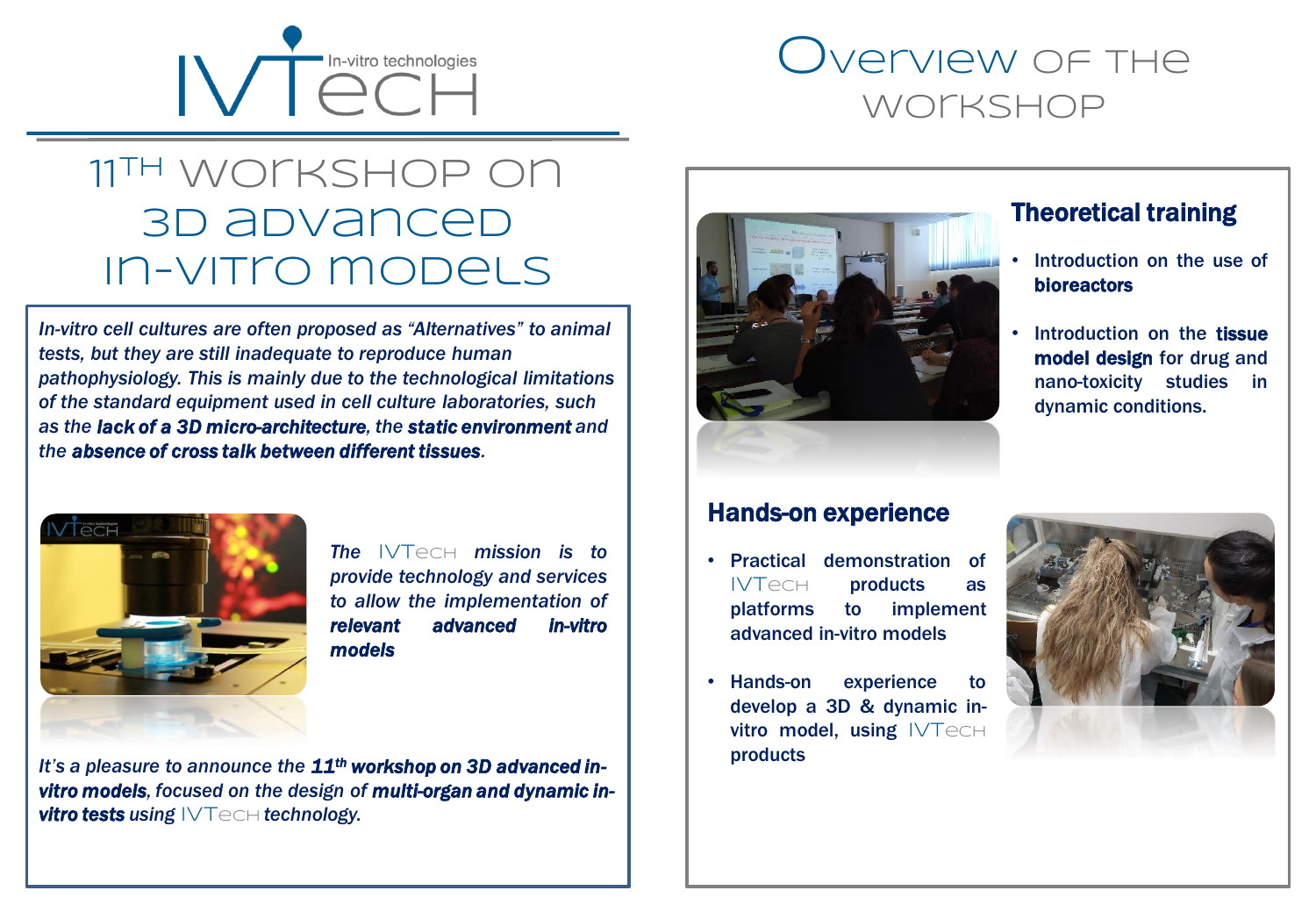IVTech In-vitro technologies

# 11th workshop on 3D advanced in-vitro models

*In-vitro cell cultures are often proposed as "Alternatives" to animal tests, but they are still inadequate to reproduce human pathophysiology. This is mainly due to the technological limitations of the standard equipment used in cell culture laboratories, such as the* ***lack of a 3D micro-architecture****, the* ***static environment*** *and the* ***absence of cross talk between different tissues****.*

*The IVTech mission is to provide technology and services to allow the implementation of* ***relevant advanced in-vitro models***

*It's a pleasure to announce the* ***11th workshop on 3D advanced in-vitro models****, focused on the design of* ***multi-organ and dynamic in-vitro tests*** *using IVTech technology.*

# Overview of the workshop

## Theoretical training

- Introduction on the use of **bioreactors**
- Introduction on the **tissue model design** for drug and nano-toxicity studies in dynamic conditions.

## Hands-on experience

- Practical demonstration of IVTech products as platforms to implement advanced in-vitro models
- Hands-on experience to develop a 3D & dynamic in-vitro model, using IVTech products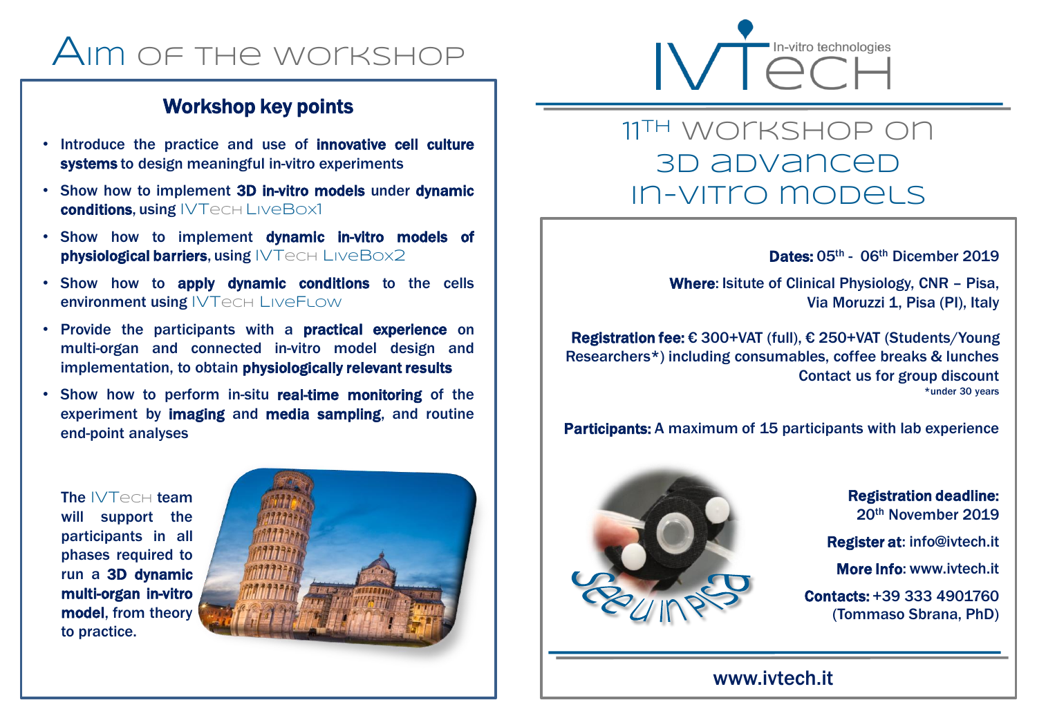# Aim of the workshop

## Workshop key points

- Introduce the practice and use of **innovative cell culture systems** to design meaningful in-vitro experiments
- Show how to implement **3D in-vitro models** under **dynamic conditions**, using IVTech LiveBox1
- Show how to implement **dynamic in-vitro models of physiological barriers**, using IVTech LiveBox2
- Show how to **apply dynamic conditions** to the cells environment using IVTech LiveFlow
- Provide the participants with a **practical experience** on multi-organ and connected in-vitro model design and implementation, to obtain **physiologically relevant results**
- Show how to perform in-situ **real-time monitoring** of the experiment by **imaging** and **media sampling**, and routine end-point analyses

The IVTech team will support the participants in all phases required to run a **3D dynamic multi-organ in-vitro model**, from theory to practice.

IVTech In-vitro technologies

# 11TH workshop on 3D advanced in-vitro models

**Dates:** 05th - 06th Dicember 2019

**Where**: Isitute of Clinical Physiology, CNR – Pisa, Via Moruzzi 1, Pisa (PI), Italy

**Registration fee:** € 300+VAT (full), € 250+VAT (Students/Young Researchers*) including consumables, coffee breaks & lunches
Contact us for group discount
*under 30 years

**Participants:** A maximum of 15 participants with lab experience

See u in Pisa

**Registration deadline:** 20th November 2019

**Register at**: info@ivtech.it

**More Info**: www.ivtech.it

**Contacts:** +39 333 4901760 (Tommaso Sbrana, PhD)

www.ivtech.it